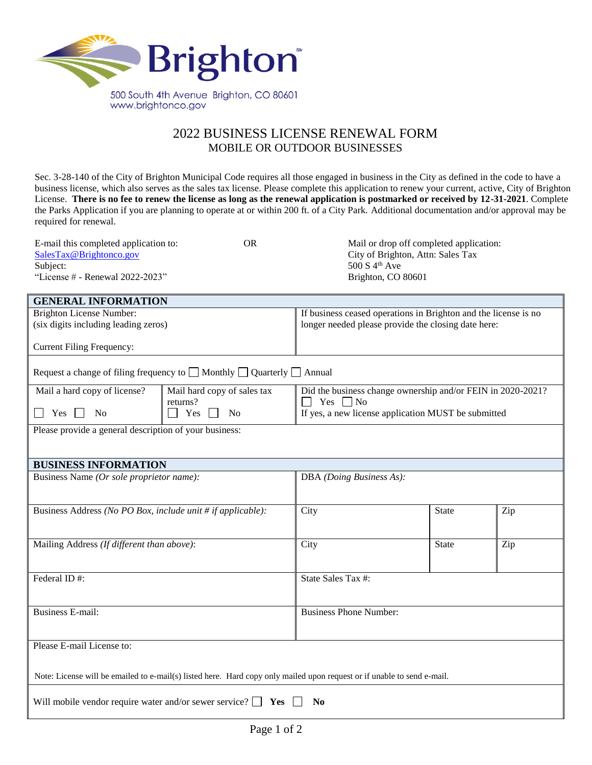Brighton

500 South 4th Avenue Brighton, CO 80601
www.brightonco.gov

# 2022 BUSINESS LICENSE RENEWAL FORM
## MOBILE OR OUTDOOR BUSINESSES

Sec. 3-28-140 of the City of Brighton Municipal Code requires all those engaged in business in the City as defined in the code to have a business license, which also serves as the sales tax license. Please complete this application to renew your current, active, City of Brighton License. **There is no fee to renew the license as long as the renewal application is postmarked or received by 12-31-2021**. Complete the Parks Application if you are planning to operate at or within 200 ft. of a City Park. Additional documentation and/or approval may be required for renewal.

E-mail this completed application to:
SalesTax@Brightonco.gov
Subject:
"License # - Renewal 2022-2023"

OR

Mail or drop off completed application:
City of Brighton, Attn: Sales Tax
500 S 4th Ave
Brighton, CO 80601

## GENERAL INFORMATION

| | | |
|---|---|---|
| Brighton License Number: (six digits including leading zeros)<br><br>Current Filing Frequency: | | If business ceased operations in Brighton and the license is no longer needed please provide the closing date here: |
| Request a change of filing frequency to ☐ Monthly ☐ Quarterly ☐ Annual | | |
| Mail a hard copy of license?<br>☐ Yes ☐ No | Mail hard copy of sales tax returns?<br>☐ Yes ☐ No | Did the business change ownership and/or FEIN in 2020-2021?<br>☐ Yes ☐ No<br>If yes, a new license application MUST be submitted |
| Please provide a general description of your business: | | |

## BUSINESS INFORMATION

| | | | |
|---|---|---|---|
| Business Name *(Or sole proprietor name):* | DBA *(Doing Business As):* | | |
| Business Address *(No PO Box, include unit # if applicable):* | City | State | Zip |
| Mailing Address *(If different than above)*: | City | State | Zip |
| Federal ID #: | State Sales Tax #: | | |
| Business E-mail: | Business Phone Number: | | |
| Please E-mail License to:<br><br>Note: License will be emailed to e-mail(s) listed here. Hard copy only mailed upon request or if unable to send e-mail. | | | |
| Will mobile vendor require water and/or sewer service? ☐ **Yes** ☐ **No** | | | |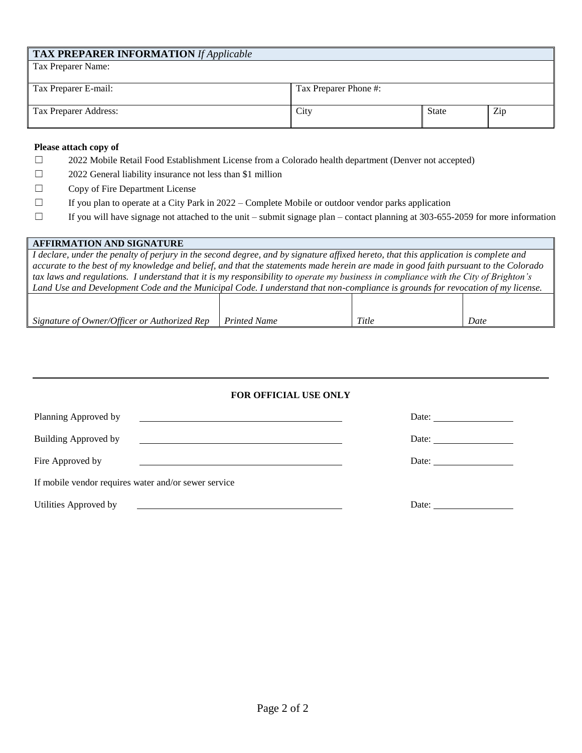| TAX PREPARER INFORMATION *If Applicable* | | | |
|---|---|---|---|
| Tax Preparer Name: | | | |
| Tax Preparer E-mail: | Tax Preparer Phone #: | | |
| Tax Preparer Address: | City | State | Zip |

**Please attach copy of**

- ☐ 2022 Mobile Retail Food Establishment License from a Colorado health department (Denver not accepted)
- ☐ 2022 General liability insurance not less than $1 million
- ☐ Copy of Fire Department License
- ☐ If you plan to operate at a City Park in 2022 – Complete Mobile or outdoor vendor parks application
- ☐ If you will have signage not attached to the unit – submit signage plan – contact planning at 303-655-2059 for more information

| AFFIRMATION AND SIGNATURE | | | |
|---|---|---|---|
| *I declare, under the penalty of perjury in the second degree, and by signature affixed hereto, that this application is complete and accurate to the best of my knowledge and belief, and that the statements made herein are made in good faith pursuant to the Colorado tax laws and regulations. I understand that it is my responsibility to operate my business in compliance with the City of Brighton's Land Use and Development Code and the Municipal Code. I understand that non-compliance is grounds for revocation of my license.* | | | |
| *Signature of Owner/Officer or Authorized Rep* | *Printed Name* | *Title* | *Date* |

---

**FOR OFFICIAL USE ONLY**

Planning Approved by \_\_\_\_\_\_\_\_\_\_\_\_\_\_\_\_\_\_\_\_\_\_\_\_\_\_\_\_ Date: \_\_\_\_\_\_\_\_\_\_\_\_

Building Approved by \_\_\_\_\_\_\_\_\_\_\_\_\_\_\_\_\_\_\_\_\_\_\_\_\_\_\_\_ Date: \_\_\_\_\_\_\_\_\_\_\_\_

Fire Approved by \_\_\_\_\_\_\_\_\_\_\_\_\_\_\_\_\_\_\_\_\_\_\_\_\_\_\_\_ Date: \_\_\_\_\_\_\_\_\_\_\_\_

If mobile vendor requires water and/or sewer service

Utilities Approved by \_\_\_\_\_\_\_\_\_\_\_\_\_\_\_\_\_\_\_\_\_\_\_\_\_\_\_\_ Date: \_\_\_\_\_\_\_\_\_\_\_\_